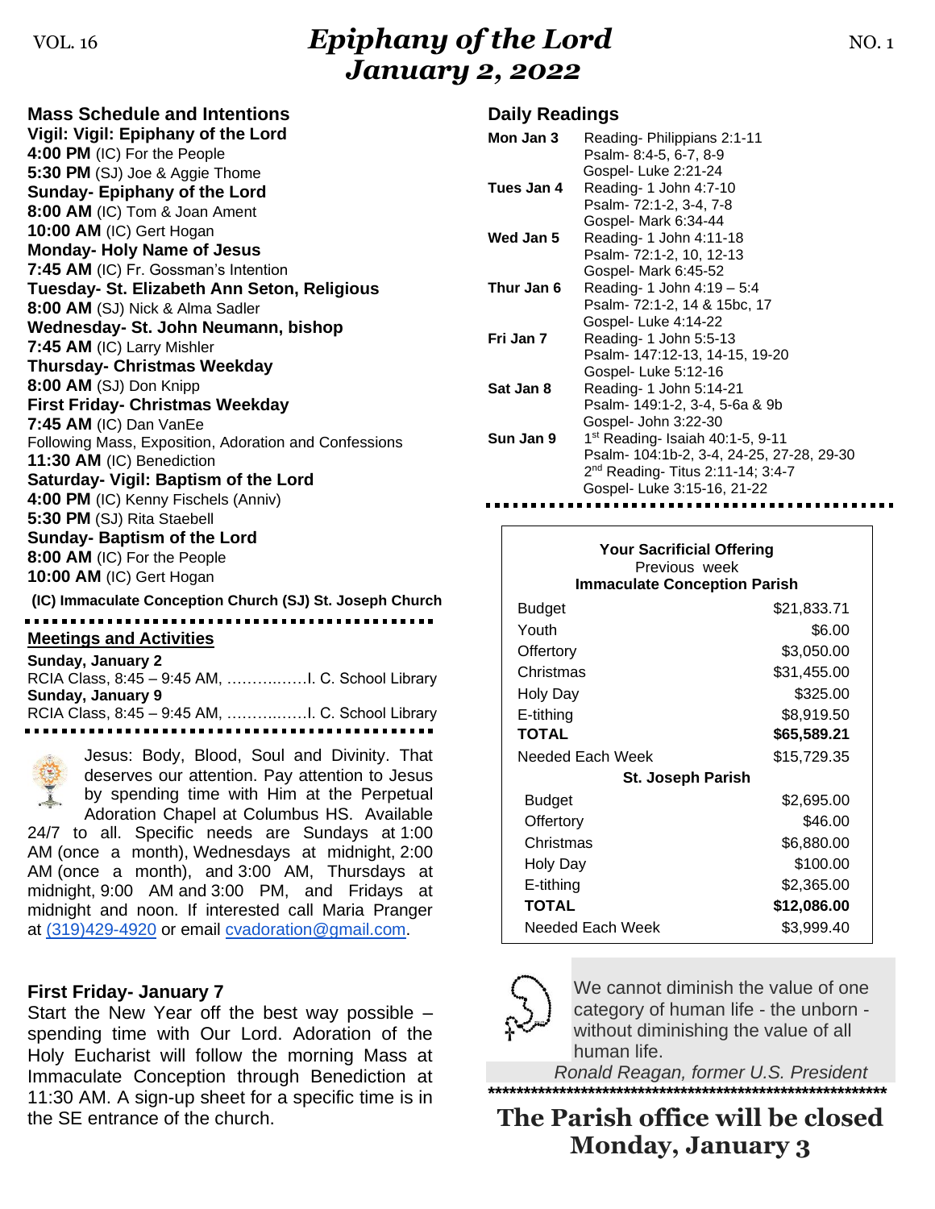VOL. 16 NO. 1

# *Epiphany of the Lord*
# *January 2, 2022*

## Mass Schedule and Intentions

**Vigil: Vigil: Epiphany of the Lord**
**4:00 PM** (IC) For the People
**5:30 PM** (SJ) Joe & Aggie Thome

**Sunday- Epiphany of the Lord**
**8:00 AM** (IC) Tom & Joan Ament
**10:00 AM** (IC) Gert Hogan

**Monday- Holy Name of Jesus**
**7:45 AM** (IC) Fr. Gossman's Intention

**Tuesday- St. Elizabeth Ann Seton, Religious**
**8:00 AM** (SJ) Nick & Alma Sadler

**Wednesday- St. John Neumann, bishop**
**7:45 AM** (IC) Larry Mishler

**Thursday- Christmas Weekday**
**8:00 AM** (SJ) Don Knipp

**First Friday- Christmas Weekday**
**7:45 AM** (IC) Dan VanEe
Following Mass, Exposition, Adoration and Confessions
**11:30 AM** (IC) Benediction

**Saturday- Vigil: Baptism of the Lord**
**4:00 PM** (IC) Kenny Fischels (Anniv)
**5:30 PM** (SJ) Rita Staebell

**Sunday- Baptism of the Lord**
**8:00 AM** (IC) For the People
**10:00 AM** (IC) Gert Hogan

**(IC) Immaculate Conception Church (SJ) St. Joseph Church**

## Meetings and Activities

**Sunday, January 2**
RCIA Class, 8:45 – 9:45 AM, ……………I. C. School Library

**Sunday, January 9**
RCIA Class, 8:45 – 9:45 AM, ……………I. C. School Library

Jesus: Body, Blood, Soul and Divinity. That deserves our attention. Pay attention to Jesus by spending time with Him at the Perpetual Adoration Chapel at Columbus HS. Available 24/7 to all. Specific needs are Sundays at 1:00 AM (once a month), Wednesdays at midnight, 2:00 AM (once a month), and 3:00 AM, Thursdays at midnight, 9:00 AM and 3:00 PM, and Fridays at midnight and noon. If interested call Maria Pranger at (319)429-4920 or email cvadoration@gmail.com.

## First Friday- January 7

Start the New Year off the best way possible – spending time with Our Lord. Adoration of the Holy Eucharist will follow the morning Mass at Immaculate Conception through Benediction at 11:30 AM. A sign-up sheet for a specific time is in the SE entrance of the church.

## Daily Readings

**Mon Jan 3** Reading- Philippians 2:1-11
Psalm- 8:4-5, 6-7, 8-9
Gospel- Luke 2:21-24

**Tues Jan 4** Reading- 1 John 4:7-10
Psalm- 72:1-2, 3-4, 7-8
Gospel- Mark 6:34-44

**Wed Jan 5** Reading- 1 John 4:11-18
Psalm- 72:1-2, 10, 12-13
Gospel- Mark 6:45-52

**Thur Jan 6** Reading- 1 John 4:19 – 5:4
Psalm- 72:1-2, 14 & 15bc, 17
Gospel- Luke 4:14-22

**Fri Jan 7** Reading- 1 John 5:5-13
Psalm- 147:12-13, 14-15, 19-20
Gospel- Luke 5:12-16

**Sat Jan 8** Reading- 1 John 5:14-21
Psalm- 149:1-2, 3-4, 5-6a & 9b
Gospel- John 3:22-30

**Sun Jan 9** 1st Reading- Isaiah 40:1-5, 9-11
Psalm- 104:1b-2, 3-4, 24-25, 27-28, 29-30
2nd Reading- Titus 2:11-14; 3:4-7
Gospel- Luke 3:15-16, 21-22

**Your Sacrificial Offering**
Previous week

| **Immaculate Conception Parish** | |
|---|---|
| Budget | $21,833.71 |
| Youth | $6.00 |
| Offertory | $3,050.00 |
| Christmas | $31,455.00 |
| Holy Day | $325.00 |
| E-tithing | $8,919.50 |
| **TOTAL** | **$65,589.21** |
| Needed Each Week | $15,729.35 |
| **St. Joseph Parish** | |
| Budget | $2,695.00 |
| Offertory | $46.00 |
| Christmas | $6,880.00 |
| Holy Day | $100.00 |
| E-tithing | $2,365.00 |
| **TOTAL** | **$12,086.00** |
| Needed Each Week | $3,999.40 |

We cannot diminish the value of one category of human life - the unborn - without diminishing the value of all human life.

*Ronald Reagan, former U.S. President*

**The Parish office will be closed Monday, January 3**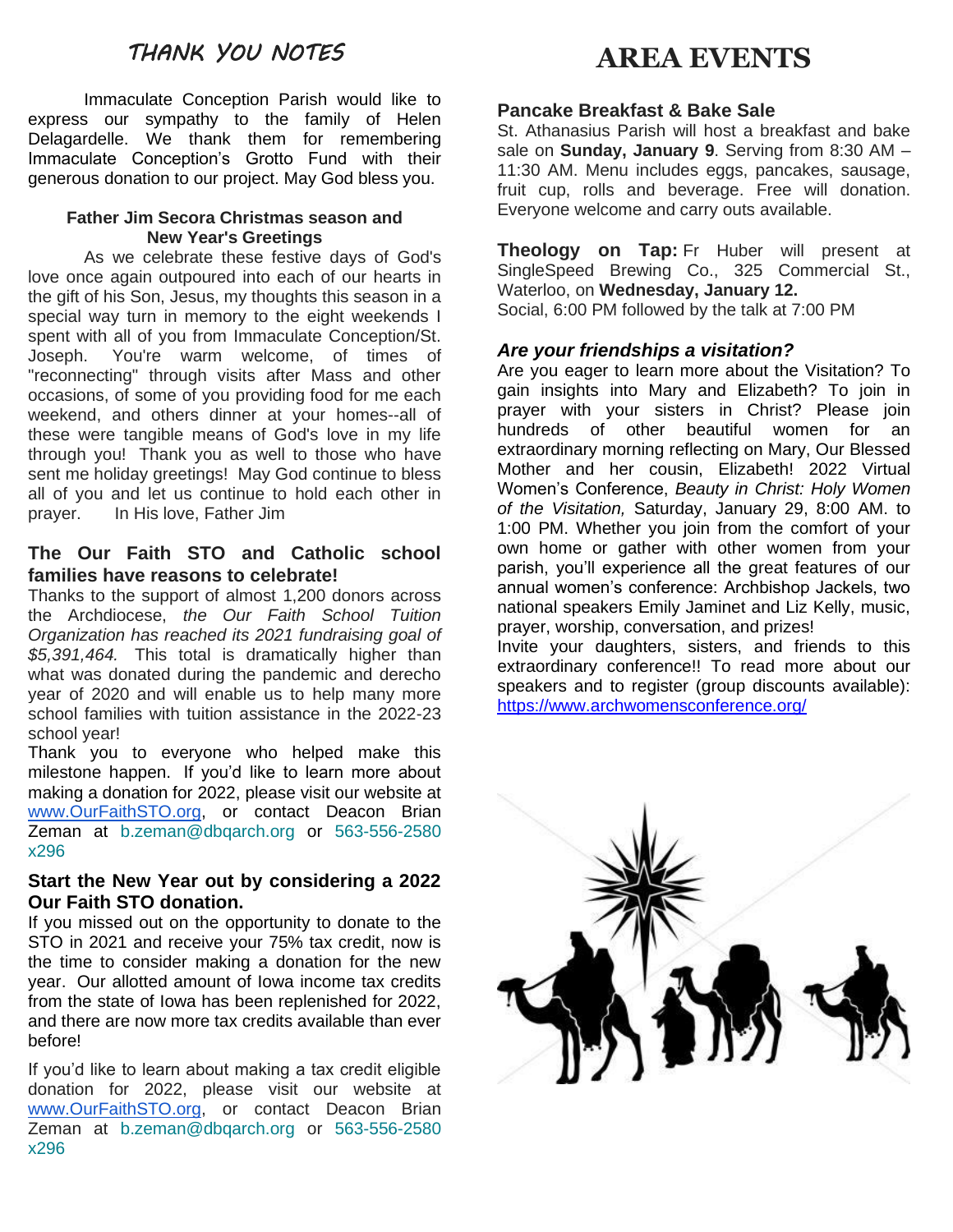## THANK YOU NOTES

Immaculate Conception Parish would like to express our sympathy to the family of Helen Delagardelle. We thank them for remembering Immaculate Conception's Grotto Fund with their generous donation to our project. May God bless you.

**Father Jim Secora Christmas season and New Year's Greetings**

As we celebrate these festive days of God's love once again outpoured into each of our hearts in the gift of his Son, Jesus, my thoughts this season in a special way turn in memory to the eight weekends I spent with all of you from Immaculate Conception/St. Joseph. You're warm welcome, of times of "reconnecting" through visits after Mass and other occasions, of some of you providing food for me each weekend, and others dinner at your homes--all of these were tangible means of God's love in my life through you! Thank you as well to those who have sent me holiday greetings! May God continue to bless all of you and let us continue to hold each other in prayer. In His love, Father Jim

### The Our Faith STO and Catholic school families have reasons to celebrate!

Thanks to the support of almost 1,200 donors across the Archdiocese, *the Our Faith School Tuition Organization has reached its 2021 fundraising goal of $5,391,464.* This total is dramatically higher than what was donated during the pandemic and derecho year of 2020 and will enable us to help many more school families with tuition assistance in the 2022-23 school year!

Thank you to everyone who helped make this milestone happen. If you'd like to learn more about making a donation for 2022, please visit our website at www.OurFaithSTO.org, or contact Deacon Brian Zeman at b.zeman@dbqarch.org or 563-556-2580 x296

### Start the New Year out by considering a 2022 Our Faith STO donation.

If you missed out on the opportunity to donate to the STO in 2021 and receive your 75% tax credit, now is the time to consider making a donation for the new year. Our allotted amount of Iowa income tax credits from the state of Iowa has been replenished for 2022, and there are now more tax credits available than ever before!

If you'd like to learn about making a tax credit eligible donation for 2022, please visit our website at www.OurFaithSTO.org, or contact Deacon Brian Zeman at b.zeman@dbqarch.org or 563-556-2580 x296

## AREA EVENTS

### Pancake Breakfast & Bake Sale

St. Athanasius Parish will host a breakfast and bake sale on **Sunday, January 9**. Serving from 8:30 AM – 11:30 AM. Menu includes eggs, pancakes, sausage, fruit cup, rolls and beverage. Free will donation. Everyone welcome and carry outs available.

**Theology on Tap:** Fr Huber will present at SingleSpeed Brewing Co., 325 Commercial St., Waterloo, on **Wednesday, January 12.**
Social, 6:00 PM followed by the talk at 7:00 PM

### *Are your friendships a visitation?*

Are you eager to learn more about the Visitation? To gain insights into Mary and Elizabeth? To join in prayer with your sisters in Christ? Please join hundreds of other beautiful women for an extraordinary morning reflecting on Mary, Our Blessed Mother and her cousin, Elizabeth! 2022 Virtual Women's Conference, *Beauty in Christ: Holy Women of the Visitation,* Saturday, January 29, 8:00 AM. to 1:00 PM. Whether you join from the comfort of your own home or gather with other women from your parish, you'll experience all the great features of our annual women's conference: Archbishop Jackels, two national speakers Emily Jaminet and Liz Kelly, music, prayer, worship, conversation, and prizes!

Invite your daughters, sisters, and friends to this extraordinary conference!! To read more about our speakers and to register (group discounts available): https://www.archwomensconference.org/